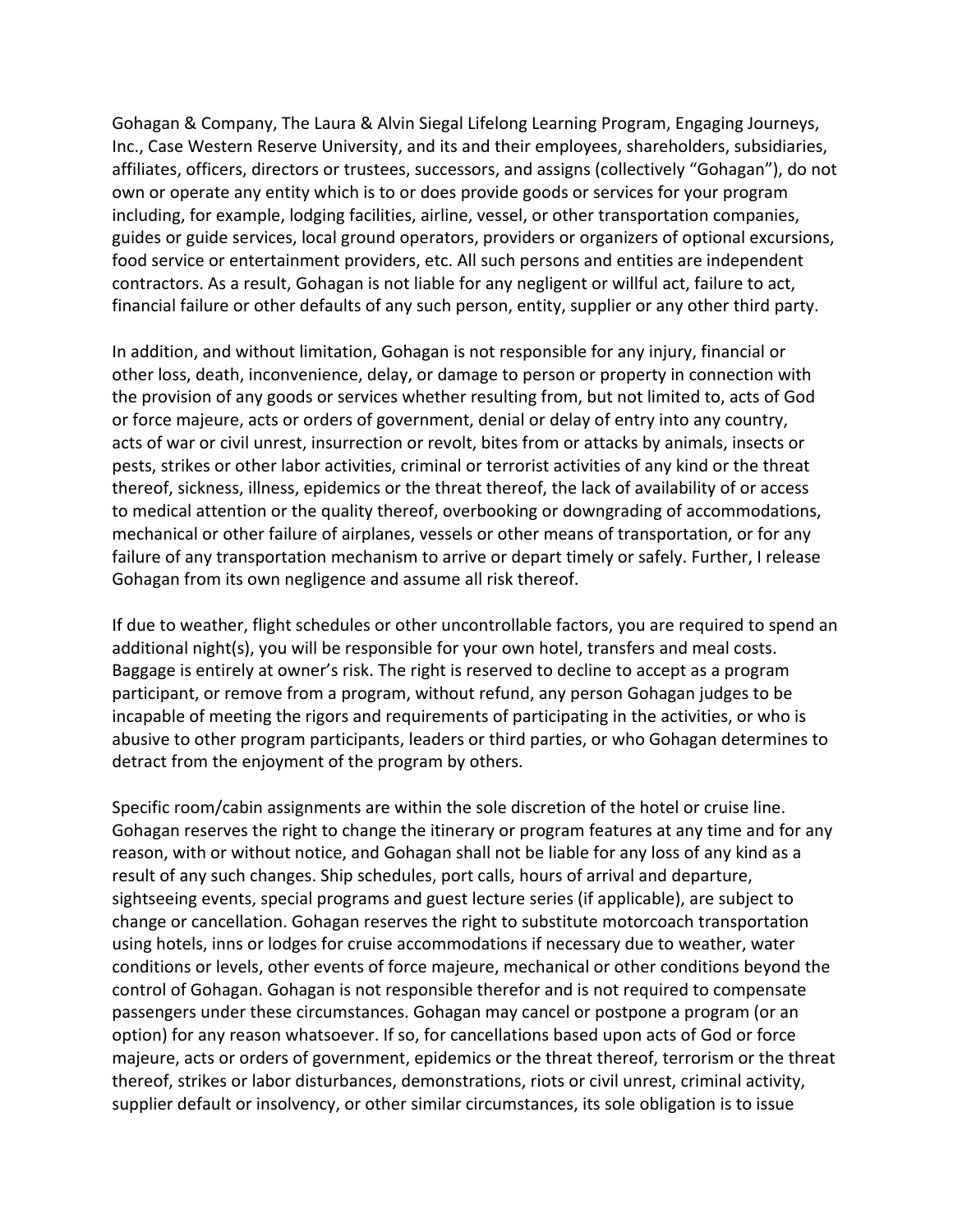Gohagan & Company, The Laura & Alvin Siegal Lifelong Learning Program, Engaging Journeys, Inc., Case Western Reserve University, and its and their employees, shareholders, subsidiaries, affiliates, officers, directors or trustees, successors, and assigns (collectively "Gohagan"), do not own or operate any entity which is to or does provide goods or services for your program including, for example, lodging facilities, airline, vessel, or other transportation companies, guides or guide services, local ground operators, providers or organizers of optional excursions, food service or entertainment providers, etc. All such persons and entities are independent contractors. As a result, Gohagan is not liable for any negligent or willful act, failure to act, financial failure or other defaults of any such person, entity, supplier or any other third party.

In addition, and without limitation, Gohagan is not responsible for any injury, financial or other loss, death, inconvenience, delay, or damage to person or property in connection with the provision of any goods or services whether resulting from, but not limited to, acts of God or force majeure, acts or orders of government, denial or delay of entry into any country, acts of war or civil unrest, insurrection or revolt, bites from or attacks by animals, insects or pests, strikes or other labor activities, criminal or terrorist activities of any kind or the threat thereof, sickness, illness, epidemics or the threat thereof, the lack of availability of or access to medical attention or the quality thereof, overbooking or downgrading of accommodations, mechanical or other failure of airplanes, vessels or other means of transportation, or for any failure of any transportation mechanism to arrive or depart timely or safely. Further, I release Gohagan from its own negligence and assume all risk thereof.

If due to weather, flight schedules or other uncontrollable factors, you are required to spend an additional night(s), you will be responsible for your own hotel, transfers and meal costs. Baggage is entirely at owner's risk. The right is reserved to decline to accept as a program participant, or remove from a program, without refund, any person Gohagan judges to be incapable of meeting the rigors and requirements of participating in the activities, or who is abusive to other program participants, leaders or third parties, or who Gohagan determines to detract from the enjoyment of the program by others.

Specific room/cabin assignments are within the sole discretion of the hotel or cruise line. Gohagan reserves the right to change the itinerary or program features at any time and for any reason, with or without notice, and Gohagan shall not be liable for any loss of any kind as a result of any such changes. Ship schedules, port calls, hours of arrival and departure, sightseeing events, special programs and guest lecture series (if applicable), are subject to change or cancellation. Gohagan reserves the right to substitute motorcoach transportation using hotels, inns or lodges for cruise accommodations if necessary due to weather, water conditions or levels, other events of force majeure, mechanical or other conditions beyond the control of Gohagan. Gohagan is not responsible therefor and is not required to compensate passengers under these circumstances. Gohagan may cancel or postpone a program (or an option) for any reason whatsoever. If so, for cancellations based upon acts of God or force majeure, acts or orders of government, epidemics or the threat thereof, terrorism or the threat thereof, strikes or labor disturbances, demonstrations, riots or civil unrest, criminal activity, supplier default or insolvency, or other similar circumstances, its sole obligation is to issue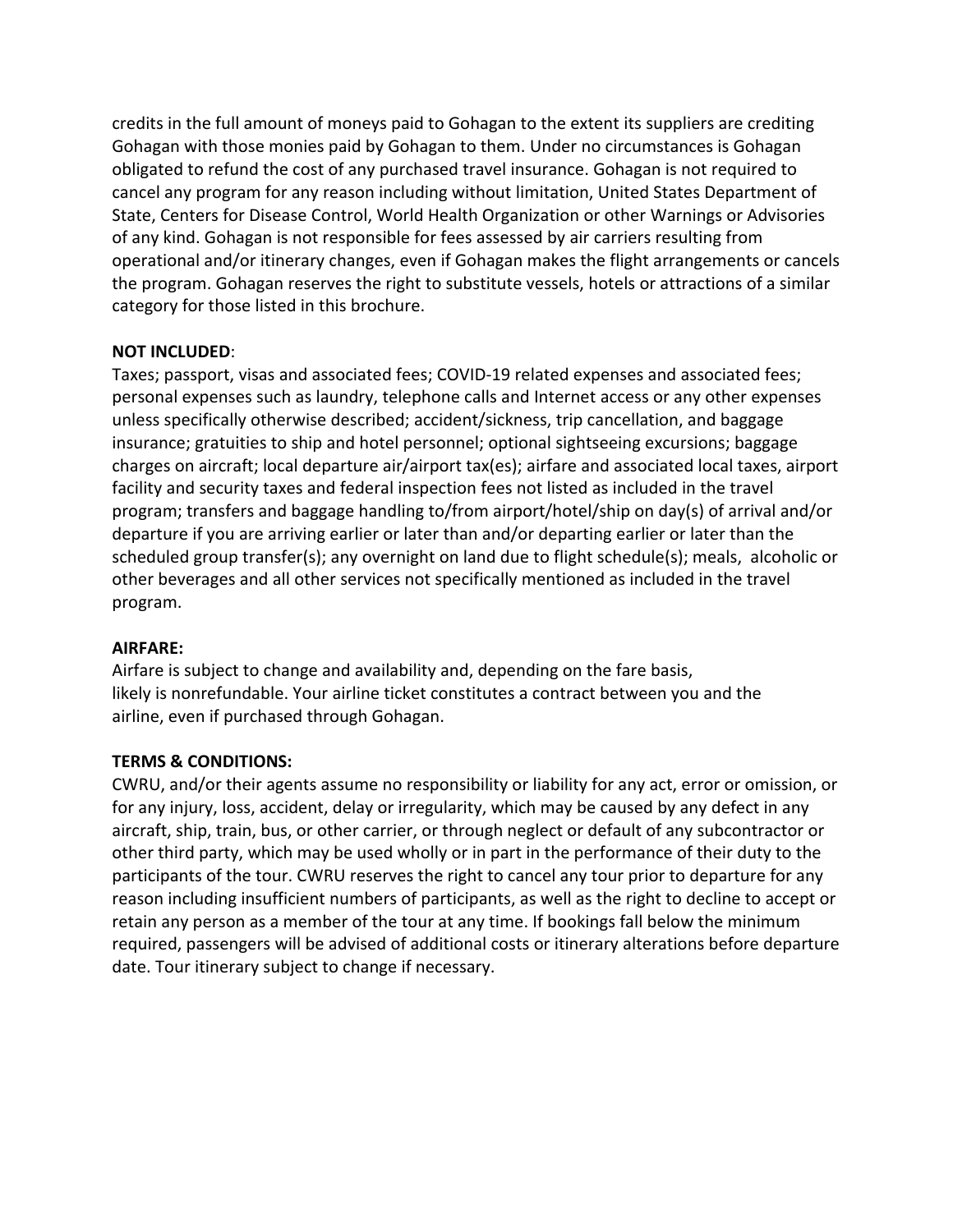credits in the full amount of moneys paid to Gohagan to the extent its suppliers are crediting Gohagan with those monies paid by Gohagan to them. Under no circumstances is Gohagan obligated to refund the cost of any purchased travel insurance. Gohagan is not required to cancel any program for any reason including without limitation, United States Department of State, Centers for Disease Control, World Health Organization or other Warnings or Advisories of any kind. Gohagan is not responsible for fees assessed by air carriers resulting from operational and/or itinerary changes, even if Gohagan makes the flight arrangements or cancels the program. Gohagan reserves the right to substitute vessels, hotels or attractions of a similar category for those listed in this brochure.

**NOT INCLUDED**:
Taxes; passport, visas and associated fees; COVID-19 related expenses and associated fees; personal expenses such as laundry, telephone calls and Internet access or any other expenses unless specifically otherwise described; accident/sickness, trip cancellation, and baggage insurance; gratuities to ship and hotel personnel; optional sightseeing excursions; baggage charges on aircraft; local departure air/airport tax(es); airfare and associated local taxes, airport facility and security taxes and federal inspection fees not listed as included in the travel program; transfers and baggage handling to/from airport/hotel/ship on day(s) of arrival and/or departure if you are arriving earlier or later than and/or departing earlier or later than the scheduled group transfer(s); any overnight on land due to flight schedule(s); meals, alcoholic or other beverages and all other services not specifically mentioned as included in the travel program.

**AIRFARE:**
Airfare is subject to change and availability and, depending on the fare basis, likely is nonrefundable. Your airline ticket constitutes a contract between you and the airline, even if purchased through Gohagan.

**TERMS & CONDITIONS:**
CWRU, and/or their agents assume no responsibility or liability for any act, error or omission, or for any injury, loss, accident, delay or irregularity, which may be caused by any defect in any aircraft, ship, train, bus, or other carrier, or through neglect or default of any subcontractor or other third party, which may be used wholly or in part in the performance of their duty to the participants of the tour. CWRU reserves the right to cancel any tour prior to departure for any reason including insufficient numbers of participants, as well as the right to decline to accept or retain any person as a member of the tour at any time. If bookings fall below the minimum required, passengers will be advised of additional costs or itinerary alterations before departure date. Tour itinerary subject to change if necessary.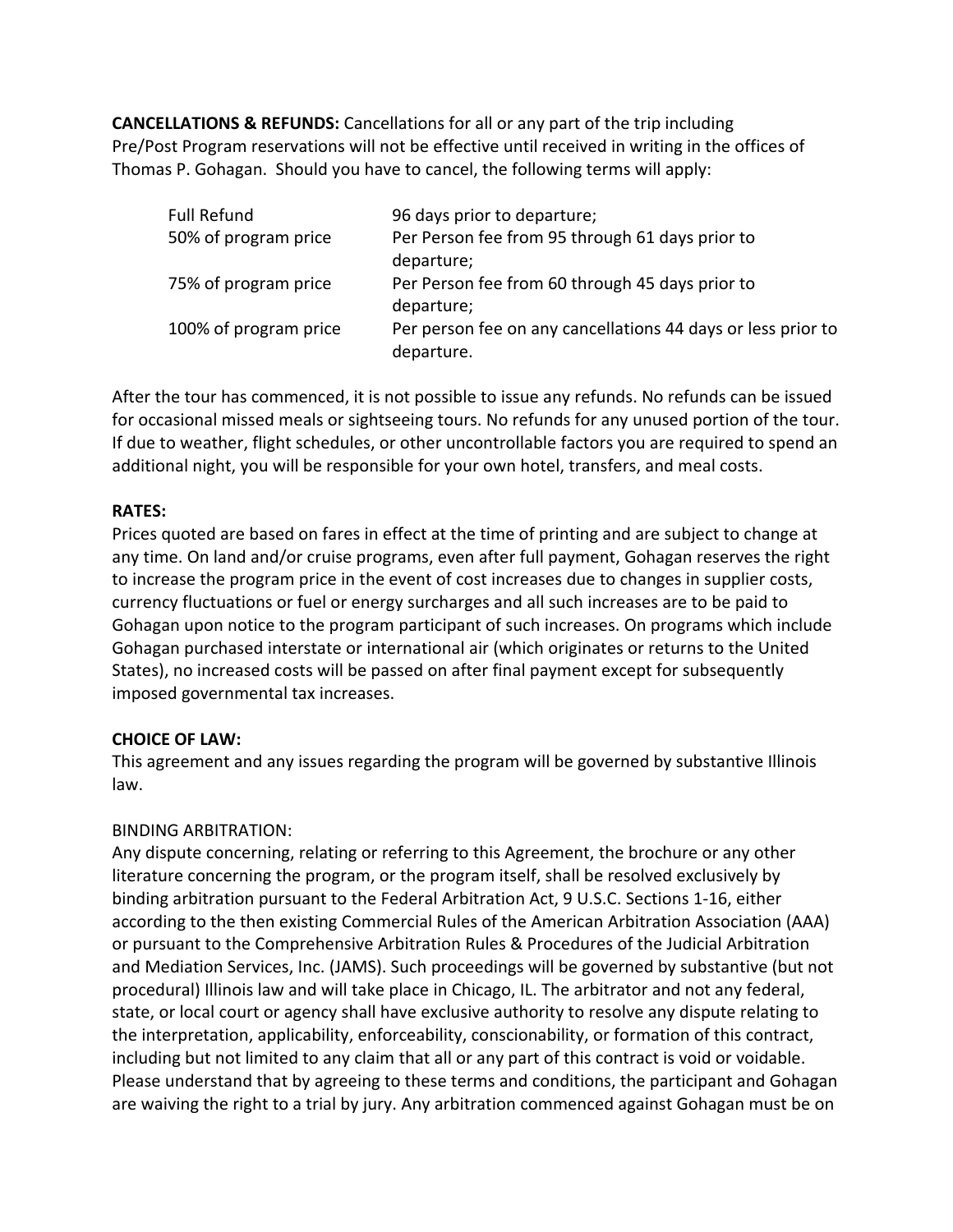**CANCELLATIONS & REFUNDS:** Cancellations for all or any part of the trip including Pre/Post Program reservations will not be effective until received in writing in the offices of Thomas P. Gohagan. Should you have to cancel, the following terms will apply:

| | |
|---|---|
| Full Refund | 96 days prior to departure; |
| 50% of program price | Per Person fee from 95 through 61 days prior to departure; |
| 75% of program price | Per Person fee from 60 through 45 days prior to departure; |
| 100% of program price | Per person fee on any cancellations 44 days or less prior to departure. |

After the tour has commenced, it is not possible to issue any refunds. No refunds can be issued for occasional missed meals or sightseeing tours. No refunds for any unused portion of the tour. If due to weather, flight schedules, or other uncontrollable factors you are required to spend an additional night, you will be responsible for your own hotel, transfers, and meal costs.

**RATES:**

Prices quoted are based on fares in effect at the time of printing and are subject to change at any time. On land and/or cruise programs, even after full payment, Gohagan reserves the right to increase the program price in the event of cost increases due to changes in supplier costs, currency fluctuations or fuel or energy surcharges and all such increases are to be paid to Gohagan upon notice to the program participant of such increases. On programs which include Gohagan purchased interstate or international air (which originates or returns to the United States), no increased costs will be passed on after final payment except for subsequently imposed governmental tax increases.

**CHOICE OF LAW:**

This agreement and any issues regarding the program will be governed by substantive Illinois law.

BINDING ARBITRATION:

Any dispute concerning, relating or referring to this Agreement, the brochure or any other literature concerning the program, or the program itself, shall be resolved exclusively by binding arbitration pursuant to the Federal Arbitration Act, 9 U.S.C. Sections 1-16, either according to the then existing Commercial Rules of the American Arbitration Association (AAA) or pursuant to the Comprehensive Arbitration Rules & Procedures of the Judicial Arbitration and Mediation Services, Inc. (JAMS). Such proceedings will be governed by substantive (but not procedural) Illinois law and will take place in Chicago, IL. The arbitrator and not any federal, state, or local court or agency shall have exclusive authority to resolve any dispute relating to the interpretation, applicability, enforceability, conscionability, or formation of this contract, including but not limited to any claim that all or any part of this contract is void or voidable. Please understand that by agreeing to these terms and conditions, the participant and Gohagan are waiving the right to a trial by jury. Any arbitration commenced against Gohagan must be on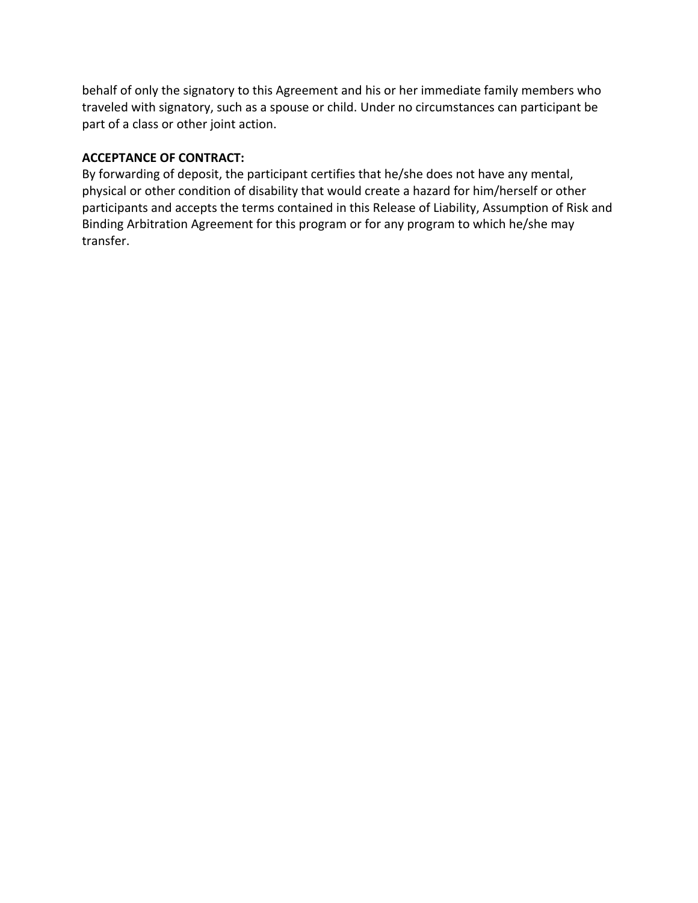behalf of only the signatory to this Agreement and his or her immediate family members who traveled with signatory, such as a spouse or child. Under no circumstances can participant be part of a class or other joint action.

**ACCEPTANCE OF CONTRACT:**

By forwarding of deposit, the participant certifies that he/she does not have any mental, physical or other condition of disability that would create a hazard for him/herself or other participants and accepts the terms contained in this Release of Liability, Assumption of Risk and Binding Arbitration Agreement for this program or for any program to which he/she may transfer.